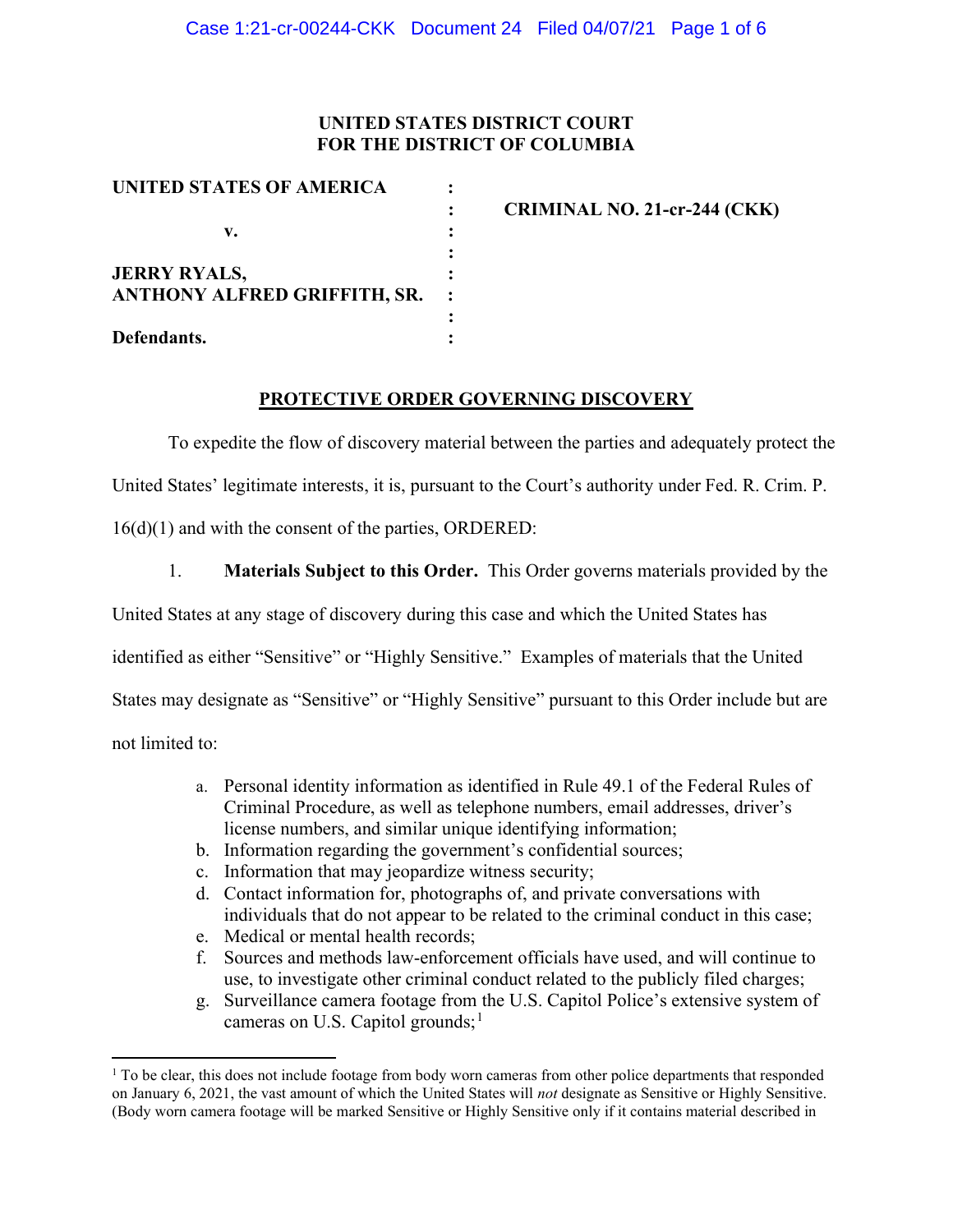**UNITED STATES DISTRICT COURT**
**FOR THE DISTRICT OF COLUMBIA**

| | | |
|---|---|---|
| **UNITED STATES OF AMERICA** | : | |
| | : | **CRIMINAL NO. 21-cr-244 (CKK)** |
| **v.** | : | |
| | : | |
| **JERRY RYALS,** | : | |
| **ANTHONY ALFRED GRIFFITH, SR.** | : | |
| | : | |
| **Defendants.** | : | |

**PROTECTIVE ORDER GOVERNING DISCOVERY**

To expedite the flow of discovery material between the parties and adequately protect the United States' legitimate interests, it is, pursuant to the Court's authority under Fed. R. Crim. P. 16(d)(1) and with the consent of the parties, ORDERED:

1. **Materials Subject to this Order.** This Order governs materials provided by the United States at any stage of discovery during this case and which the United States has identified as either "Sensitive" or "Highly Sensitive." Examples of materials that the United States may designate as "Sensitive" or "Highly Sensitive" pursuant to this Order include but are not limited to:

   a. Personal identity information as identified in Rule 49.1 of the Federal Rules of Criminal Procedure, as well as telephone numbers, email addresses, driver's license numbers, and similar unique identifying information;
   b. Information regarding the government's confidential sources;
   c. Information that may jeopardize witness security;
   d. Contact information for, photographs of, and private conversations with individuals that do not appear to be related to the criminal conduct in this case;
   e. Medical or mental health records;
   f. Sources and methods law-enforcement officials have used, and will continue to use, to investigate other criminal conduct related to the publicly filed charges;
   g. Surveillance camera footage from the U.S. Capitol Police's extensive system of cameras on U.S. Capitol grounds;[1]

[1] To be clear, this does not include footage from body worn cameras from other police departments that responded on January 6, 2021, the vast amount of which the United States will *not* designate as Sensitive or Highly Sensitive. (Body worn camera footage will be marked Sensitive or Highly Sensitive only if it contains material described in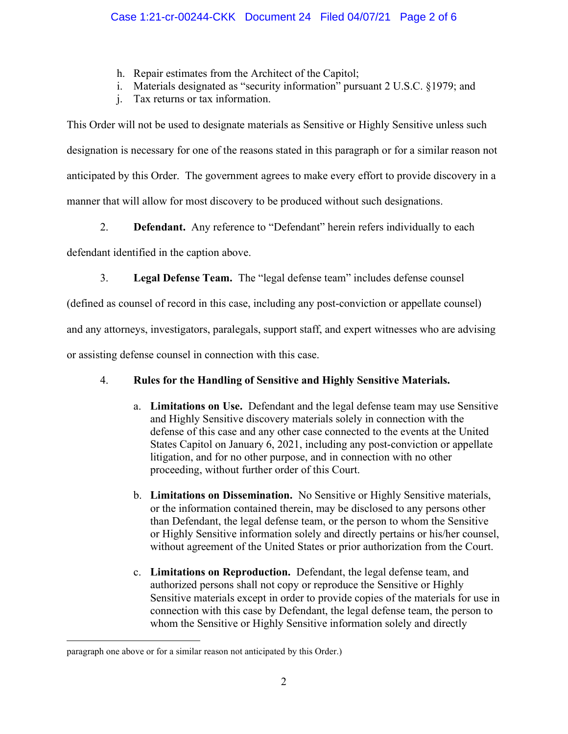h. Repair estimates from the Architect of the Capitol;
i. Materials designated as "security information" pursuant 2 U.S.C. §1979; and
j. Tax returns or tax information.

This Order will not be used to designate materials as Sensitive or Highly Sensitive unless such designation is necessary for one of the reasons stated in this paragraph or for a similar reason not anticipated by this Order. The government agrees to make every effort to provide discovery in a manner that will allow for most discovery to be produced without such designations.

2. **Defendant.** Any reference to "Defendant" herein refers individually to each defendant identified in the caption above.

3. **Legal Defense Team.** The "legal defense team" includes defense counsel (defined as counsel of record in this case, including any post-conviction or appellate counsel) and any attorneys, investigators, paralegals, support staff, and expert witnesses who are advising or assisting defense counsel in connection with this case.

4. **Rules for the Handling of Sensitive and Highly Sensitive Materials.**

   a. **Limitations on Use.** Defendant and the legal defense team may use Sensitive and Highly Sensitive discovery materials solely in connection with the defense of this case and any other case connected to the events at the United States Capitol on January 6, 2021, including any post-conviction or appellate litigation, and for no other purpose, and in connection with no other proceeding, without further order of this Court.

   b. **Limitations on Dissemination.** No Sensitive or Highly Sensitive materials, or the information contained therein, may be disclosed to any persons other than Defendant, the legal defense team, or the person to whom the Sensitive or Highly Sensitive information solely and directly pertains or his/her counsel, without agreement of the United States or prior authorization from the Court.

   c. **Limitations on Reproduction.** Defendant, the legal defense team, and authorized persons shall not copy or reproduce the Sensitive or Highly Sensitive materials except in order to provide copies of the materials for use in connection with this case by Defendant, the legal defense team, the person to whom the Sensitive or Highly Sensitive information solely and directly

---

paragraph one above or for a similar reason not anticipated by this Order.)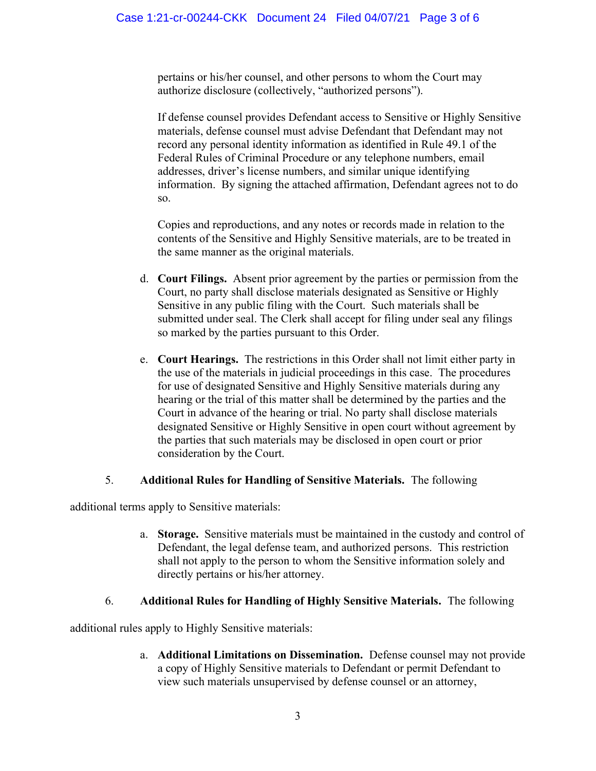pertains or his/her counsel, and other persons to whom the Court may authorize disclosure (collectively, "authorized persons").

If defense counsel provides Defendant access to Sensitive or Highly Sensitive materials, defense counsel must advise Defendant that Defendant may not record any personal identity information as identified in Rule 49.1 of the Federal Rules of Criminal Procedure or any telephone numbers, email addresses, driver's license numbers, and similar unique identifying information. By signing the attached affirmation, Defendant agrees not to do so.

Copies and reproductions, and any notes or records made in relation to the contents of the Sensitive and Highly Sensitive materials, are to be treated in the same manner as the original materials.

d. **Court Filings.** Absent prior agreement by the parties or permission from the Court, no party shall disclose materials designated as Sensitive or Highly Sensitive in any public filing with the Court. Such materials shall be submitted under seal. The Clerk shall accept for filing under seal any filings so marked by the parties pursuant to this Order.

e. **Court Hearings.** The restrictions in this Order shall not limit either party in the use of the materials in judicial proceedings in this case. The procedures for use of designated Sensitive and Highly Sensitive materials during any hearing or the trial of this matter shall be determined by the parties and the Court in advance of the hearing or trial. No party shall disclose materials designated Sensitive or Highly Sensitive in open court without agreement by the parties that such materials may be disclosed in open court or prior consideration by the Court.

5. **Additional Rules for Handling of Sensitive Materials.** The following additional terms apply to Sensitive materials:

a. **Storage.** Sensitive materials must be maintained in the custody and control of Defendant, the legal defense team, and authorized persons. This restriction shall not apply to the person to whom the Sensitive information solely and directly pertains or his/her attorney.

6. **Additional Rules for Handling of Highly Sensitive Materials.** The following additional rules apply to Highly Sensitive materials:

a. **Additional Limitations on Dissemination.** Defense counsel may not provide a copy of Highly Sensitive materials to Defendant or permit Defendant to view such materials unsupervised by defense counsel or an attorney,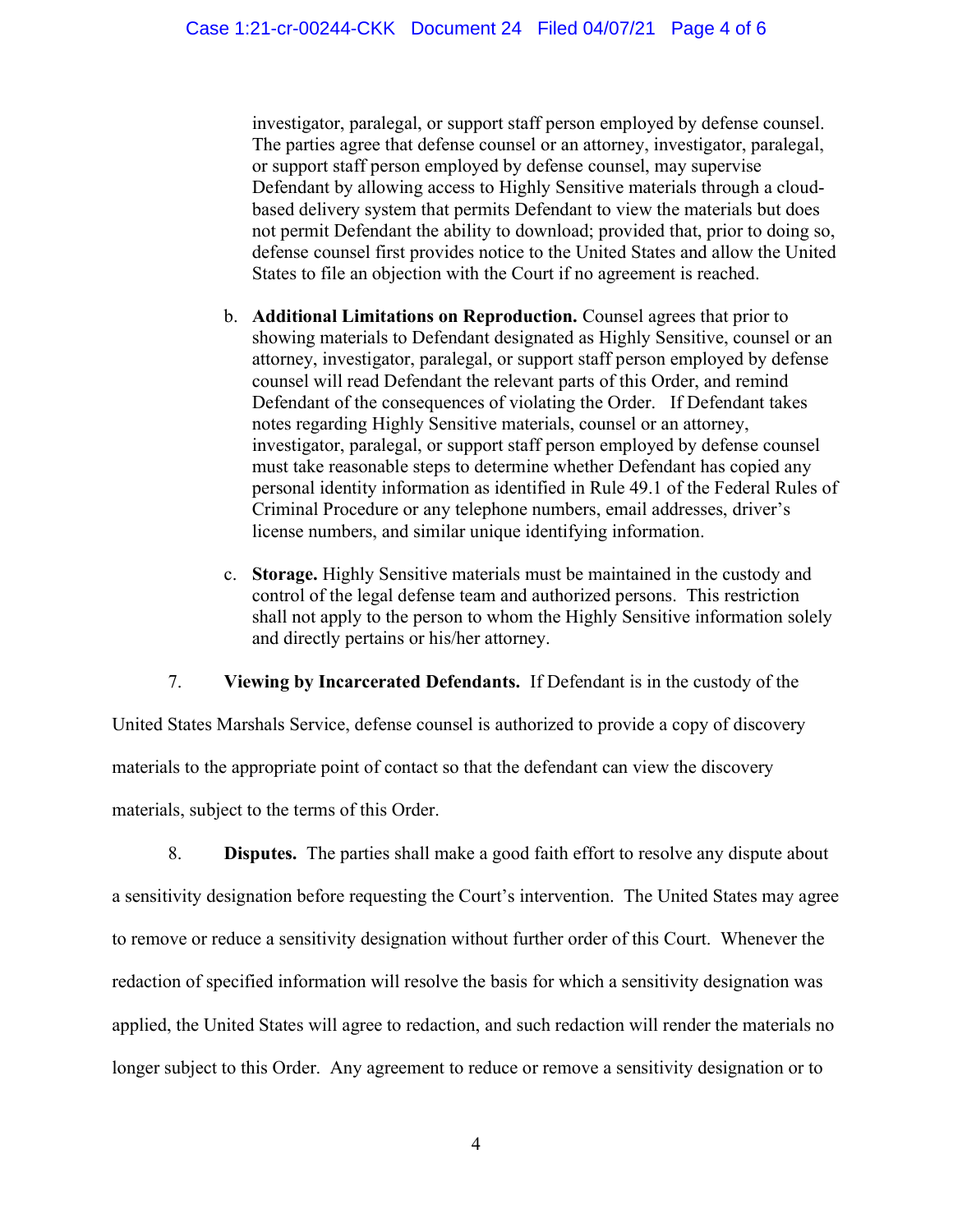investigator, paralegal, or support staff person employed by defense counsel. The parties agree that defense counsel or an attorney, investigator, paralegal, or support staff person employed by defense counsel, may supervise Defendant by allowing access to Highly Sensitive materials through a cloud-based delivery system that permits Defendant to view the materials but does not permit Defendant the ability to download; provided that, prior to doing so, defense counsel first provides notice to the United States and allow the United States to file an objection with the Court if no agreement is reached.

b. **Additional Limitations on Reproduction.** Counsel agrees that prior to showing materials to Defendant designated as Highly Sensitive, counsel or an attorney, investigator, paralegal, or support staff person employed by defense counsel will read Defendant the relevant parts of this Order, and remind Defendant of the consequences of violating the Order. If Defendant takes notes regarding Highly Sensitive materials, counsel or an attorney, investigator, paralegal, or support staff person employed by defense counsel must take reasonable steps to determine whether Defendant has copied any personal identity information as identified in Rule 49.1 of the Federal Rules of Criminal Procedure or any telephone numbers, email addresses, driver's license numbers, and similar unique identifying information.

c. **Storage.** Highly Sensitive materials must be maintained in the custody and control of the legal defense team and authorized persons. This restriction shall not apply to the person to whom the Highly Sensitive information solely and directly pertains or his/her attorney.

7. **Viewing by Incarcerated Defendants.** If Defendant is in the custody of the United States Marshals Service, defense counsel is authorized to provide a copy of discovery materials to the appropriate point of contact so that the defendant can view the discovery materials, subject to the terms of this Order.

8. **Disputes.** The parties shall make a good faith effort to resolve any dispute about a sensitivity designation before requesting the Court's intervention. The United States may agree to remove or reduce a sensitivity designation without further order of this Court. Whenever the redaction of specified information will resolve the basis for which a sensitivity designation was applied, the United States will agree to redaction, and such redaction will render the materials no longer subject to this Order. Any agreement to reduce or remove a sensitivity designation or to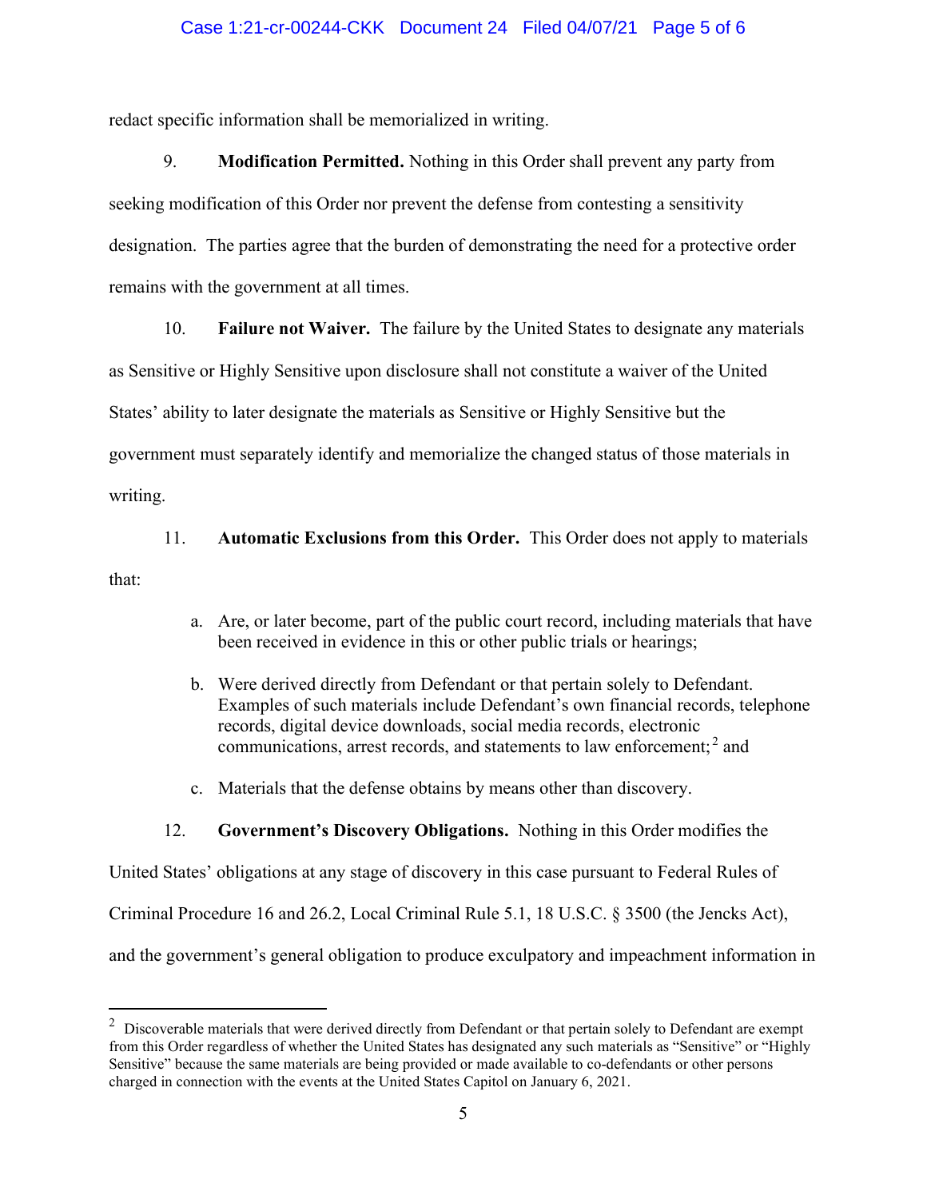redact specific information shall be memorialized in writing.

9. **Modification Permitted.** Nothing in this Order shall prevent any party from seeking modification of this Order nor prevent the defense from contesting a sensitivity designation. The parties agree that the burden of demonstrating the need for a protective order remains with the government at all times.

10. **Failure not Waiver.** The failure by the United States to designate any materials as Sensitive or Highly Sensitive upon disclosure shall not constitute a waiver of the United States' ability to later designate the materials as Sensitive or Highly Sensitive but the government must separately identify and memorialize the changed status of those materials in writing.

11. **Automatic Exclusions from this Order.** This Order does not apply to materials that:

a. Are, or later become, part of the public court record, including materials that have been received in evidence in this or other public trials or hearings;

b. Were derived directly from Defendant or that pertain solely to Defendant. Examples of such materials include Defendant's own financial records, telephone records, digital device downloads, social media records, electronic communications, arrest records, and statements to law enforcement;[2] and

c. Materials that the defense obtains by means other than discovery.

12. **Government's Discovery Obligations.** Nothing in this Order modifies the United States' obligations at any stage of discovery in this case pursuant to Federal Rules of Criminal Procedure 16 and 26.2, Local Criminal Rule 5.1, 18 U.S.C. § 3500 (the Jencks Act), and the government's general obligation to produce exculpatory and impeachment information in

---

[2] Discoverable materials that were derived directly from Defendant or that pertain solely to Defendant are exempt from this Order regardless of whether the United States has designated any such materials as "Sensitive" or "Highly Sensitive" because the same materials are being provided or made available to co-defendants or other persons charged in connection with the events at the United States Capitol on January 6, 2021.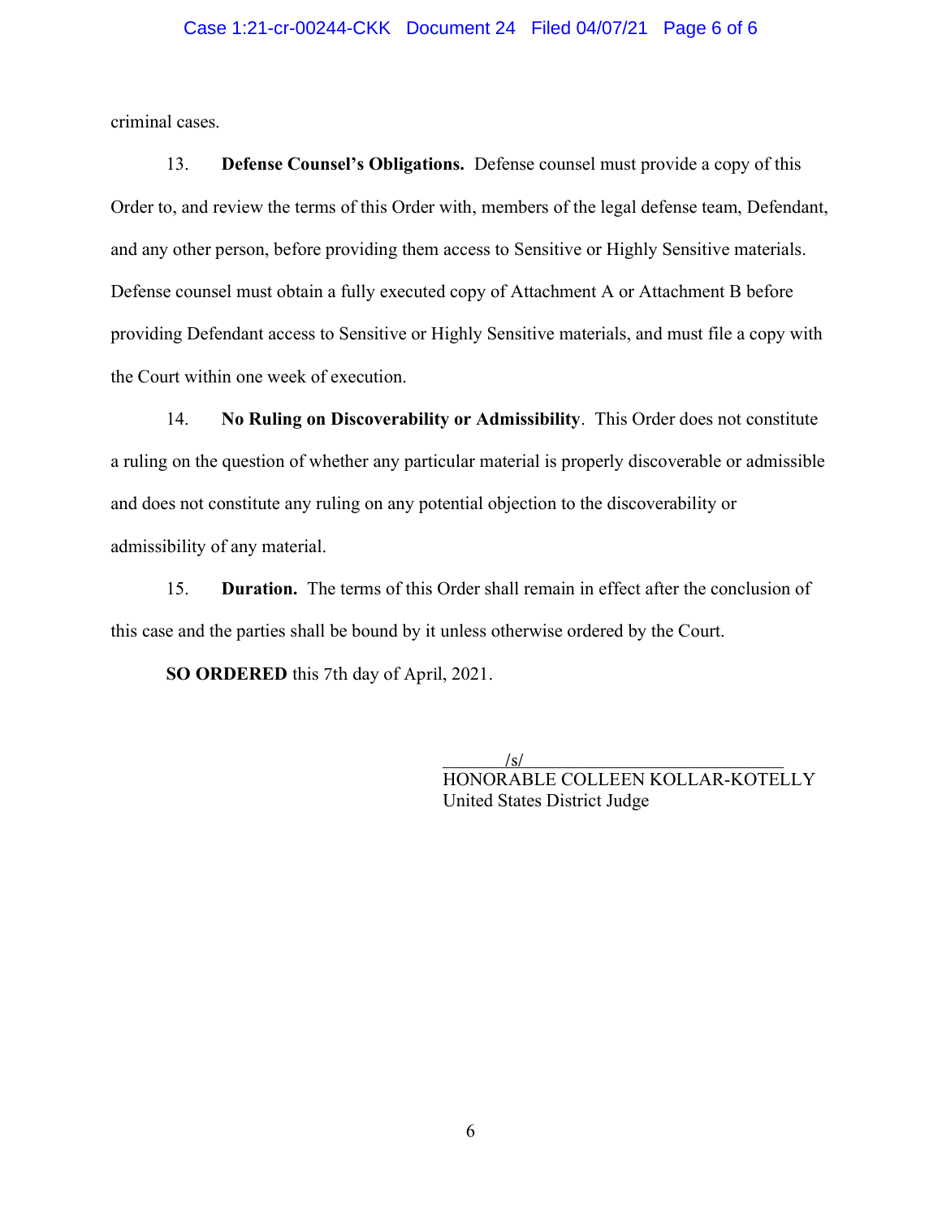criminal cases.

13. **Defense Counsel's Obligations.** Defense counsel must provide a copy of this Order to, and review the terms of this Order with, members of the legal defense team, Defendant, and any other person, before providing them access to Sensitive or Highly Sensitive materials. Defense counsel must obtain a fully executed copy of Attachment A or Attachment B before providing Defendant access to Sensitive or Highly Sensitive materials, and must file a copy with the Court within one week of execution.

14. **No Ruling on Discoverability or Admissibility**. This Order does not constitute a ruling on the question of whether any particular material is properly discoverable or admissible and does not constitute any ruling on any potential objection to the discoverability or admissibility of any material.

15. **Duration.** The terms of this Order shall remain in effect after the conclusion of this case and the parties shall be bound by it unless otherwise ordered by the Court.

**SO ORDERED** this 7th day of April, 2021.

/s/
HONORABLE COLLEEN KOLLAR-KOTELLY
United States District Judge